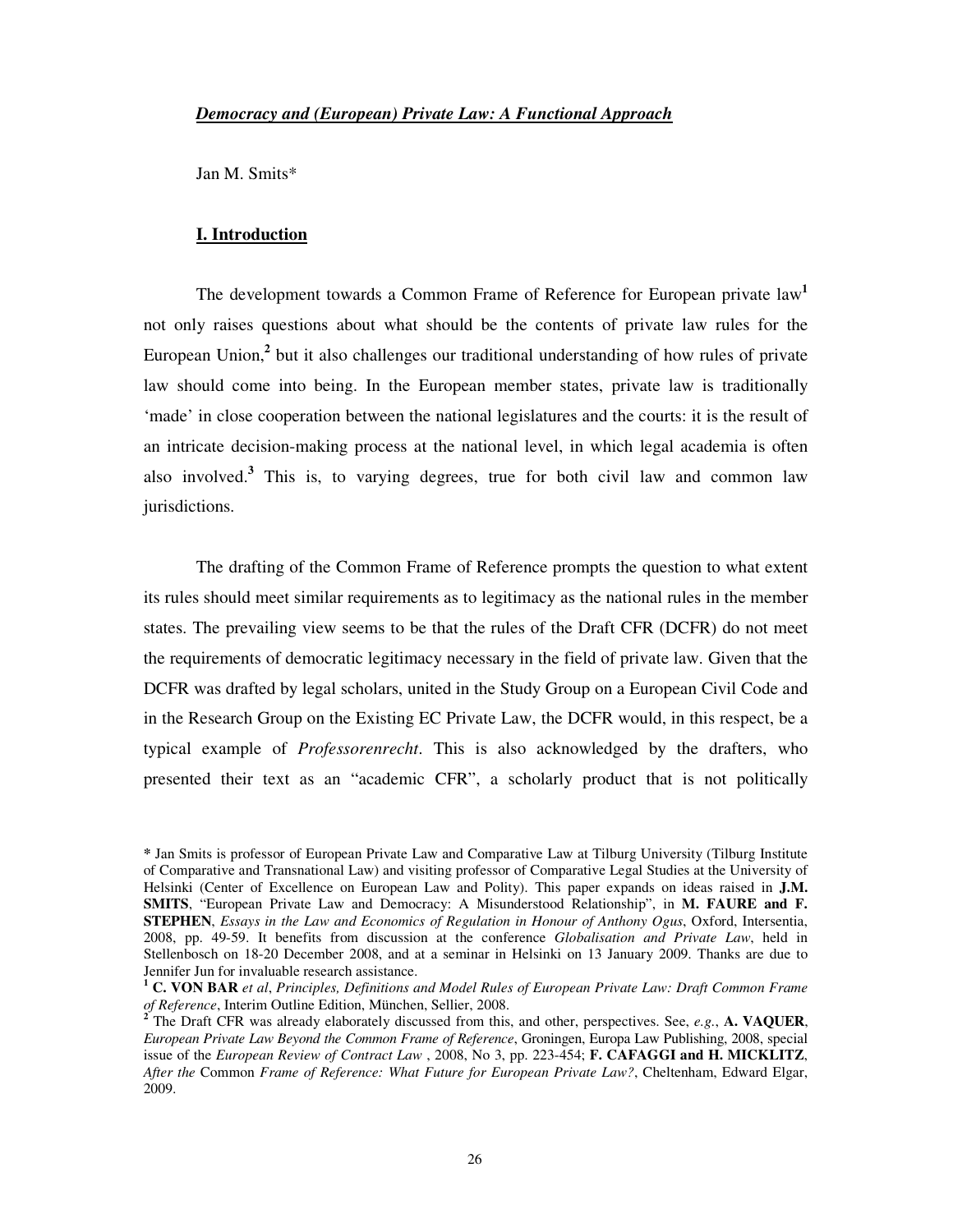***Democracy and (European) Private Law: A Functional Approach***

Jan M. Smits*

## I. Introduction

The development towards a Common Frame of Reference for European private law[1] not only raises questions about what should be the contents of private law rules for the European Union,[2] but it also challenges our traditional understanding of how rules of private law should come into being. In the European member states, private law is traditionally 'made' in close cooperation between the national legislatures and the courts: it is the result of an intricate decision-making process at the national level, in which legal academia is often also involved.[3] This is, to varying degrees, true for both civil law and common law jurisdictions.

The drafting of the Common Frame of Reference prompts the question to what extent its rules should meet similar requirements as to legitimacy as the national rules in the member states. The prevailing view seems to be that the rules of the Draft CFR (DCFR) do not meet the requirements of democratic legitimacy necessary in the field of private law. Given that the DCFR was drafted by legal scholars, united in the Study Group on a European Civil Code and in the Research Group on the Existing EC Private Law, the DCFR would, in this respect, be a typical example of *Professorenrecht*. This is also acknowledged by the drafters, who presented their text as an "academic CFR", a scholarly product that is not politically

---

\* Jan Smits is professor of European Private Law and Comparative Law at Tilburg University (Tilburg Institute of Comparative and Transnational Law) and visiting professor of Comparative Legal Studies at the University of Helsinki (Center of Excellence on European Law and Polity). This paper expands on ideas raised in **J.M. SMITS**, "European Private Law and Democracy: A Misunderstood Relationship", in **M. FAURE and F. STEPHEN**, *Essays in the Law and Economics of Regulation in Honour of Anthony Ogus*, Oxford, Intersentia, 2008, pp. 49-59. It benefits from discussion at the conference *Globalisation and Private Law*, held in Stellenbosch on 18-20 December 2008, and at a seminar in Helsinki on 13 January 2009. Thanks are due to Jennifer Jun for invaluable research assistance.

[1] **C. VON BAR** *et al*, *Principles, Definitions and Model Rules of European Private Law: Draft Common Frame of Reference*, Interim Outline Edition, München, Sellier, 2008.

[2] The Draft CFR was already elaborately discussed from this, and other, perspectives. See, *e.g.*, **A. VAQUER**, *European Private Law Beyond the Common Frame of Reference*, Groningen, Europa Law Publishing, 2008, special issue of the *European Review of Contract Law*, 2008, No 3, pp. 223-454; **F. CAFAGGI and H. MICKLITZ**, *After the* Common *Frame of Reference: What Future for European Private Law?*, Cheltenham, Edward Elgar, 2009.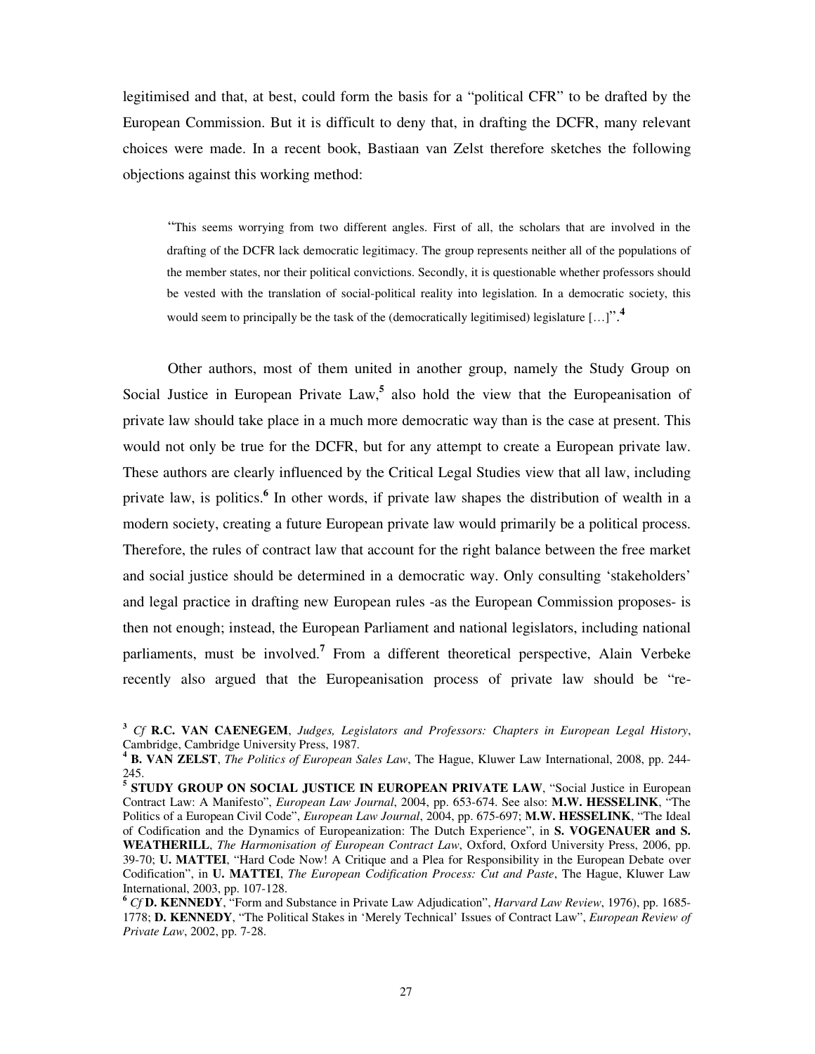legitimised and that, at best, could form the basis for a "political CFR" to be drafted by the European Commission. But it is difficult to deny that, in drafting the DCFR, many relevant choices were made. In a recent book, Bastiaan van Zelst therefore sketches the following objections against this working method:

> "This seems worrying from two different angles. First of all, the scholars that are involved in the drafting of the DCFR lack democratic legitimacy. The group represents neither all of the populations of the member states, nor their political convictions. Secondly, it is questionable whether professors should be vested with the translation of social-political reality into legislation. In a democratic society, this would seem to principally be the task of the (democratically legitimised) legislature […]".[4]

Other authors, most of them united in another group, namely the Study Group on Social Justice in European Private Law,[5] also hold the view that the Europeanisation of private law should take place in a much more democratic way than is the case at present. This would not only be true for the DCFR, but for any attempt to create a European private law. These authors are clearly influenced by the Critical Legal Studies view that all law, including private law, is politics.[6] In other words, if private law shapes the distribution of wealth in a modern society, creating a future European private law would primarily be a political process. Therefore, the rules of contract law that account for the right balance between the free market and social justice should be determined in a democratic way. Only consulting 'stakeholders' and legal practice in drafting new European rules -as the European Commission proposes- is then not enough; instead, the European Parliament and national legislators, including national parliaments, must be involved.[7] From a different theoretical perspective, Alain Verbeke recently also argued that the Europeanisation process of private law should be "re-

---

[3] *Cf* **R.C. VAN CAENEGEM**, *Judges, Legislators and Professors: Chapters in European Legal History*, Cambridge, Cambridge University Press, 1987.

[4] **B. VAN ZELST**, *The Politics of European Sales Law*, The Hague, Kluwer Law International, 2008, pp. 244-245.

[5] **STUDY GROUP ON SOCIAL JUSTICE IN EUROPEAN PRIVATE LAW**, "Social Justice in European Contract Law: A Manifesto", *European Law Journal*, 2004, pp. 653-674. See also: **M.W. HESSELINK**, "The Politics of a European Civil Code", *European Law Journal*, 2004, pp. 675-697; **M.W. HESSELINK**, "The Ideal of Codification and the Dynamics of Europeanization: The Dutch Experience", in **S. VOGENAUER and S. WEATHERILL**, *The Harmonisation of European Contract Law*, Oxford, Oxford University Press, 2006, pp. 39-70; **U. MATTEI**, "Hard Code Now! A Critique and a Plea for Responsibility in the European Debate over Codification", in **U. MATTEI**, *The European Codification Process: Cut and Paste*, The Hague, Kluwer Law International, 2003, pp. 107-128.

[6] *Cf* **D. KENNEDY**, "Form and Substance in Private Law Adjudication", *Harvard Law Review*, 1976), pp. 1685-1778; **D. KENNEDY**, "The Political Stakes in 'Merely Technical' Issues of Contract Law", *European Review of Private Law*, 2002, pp. 7-28.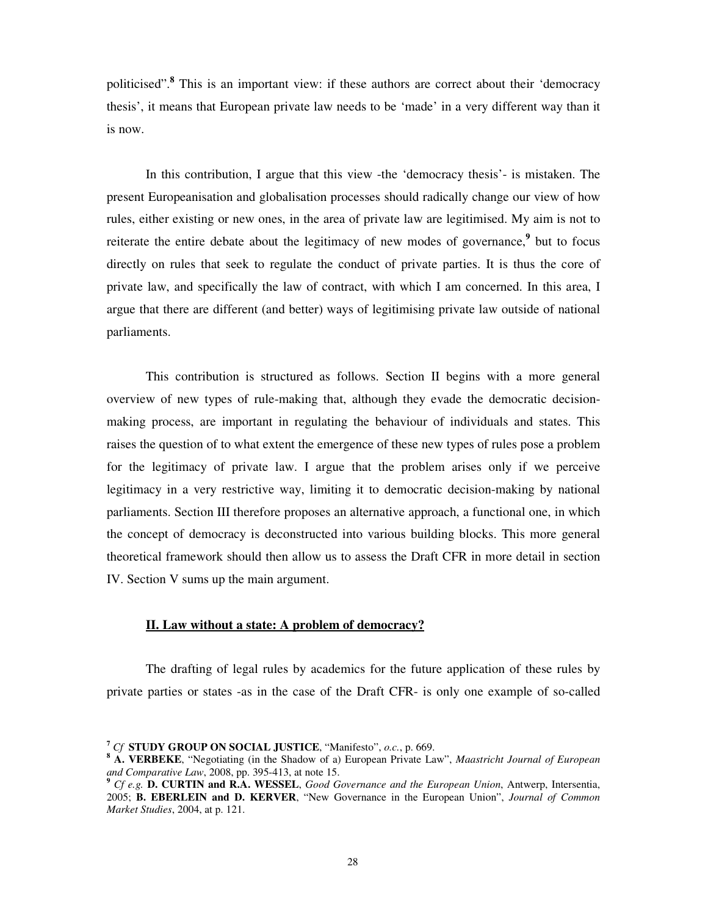politicised".[8] This is an important view: if these authors are correct about their 'democracy thesis', it means that European private law needs to be 'made' in a very different way than it is now.

In this contribution, I argue that this view -the 'democracy thesis'- is mistaken. The present Europeanisation and globalisation processes should radically change our view of how rules, either existing or new ones, in the area of private law are legitimised. My aim is not to reiterate the entire debate about the legitimacy of new modes of governance,[9] but to focus directly on rules that seek to regulate the conduct of private parties. It is thus the core of private law, and specifically the law of contract, with which I am concerned. In this area, I argue that there are different (and better) ways of legitimising private law outside of national parliaments.

This contribution is structured as follows. Section II begins with a more general overview of new types of rule-making that, although they evade the democratic decision-making process, are important in regulating the behaviour of individuals and states. This raises the question of to what extent the emergence of these new types of rules pose a problem for the legitimacy of private law. I argue that the problem arises only if we perceive legitimacy in a very restrictive way, limiting it to democratic decision-making by national parliaments. Section III therefore proposes an alternative approach, a functional one, in which the concept of democracy is deconstructed into various building blocks. This more general theoretical framework should then allow us to assess the Draft CFR in more detail in section IV. Section V sums up the main argument.

## II. Law without a state: A problem of democracy?

The drafting of legal rules by academics for the future application of these rules by private parties or states -as in the case of the Draft CFR- is only one example of so-called

---

[7] *Cf* **STUDY GROUP ON SOCIAL JUSTICE**, "Manifesto", *o.c.*, p. 669.

[8] **A. VERBEKE**, "Negotiating (in the Shadow of a) European Private Law", *Maastricht Journal of European and Comparative Law*, 2008, pp. 395-413, at note 15.

[9] *Cf e.g.* **D. CURTIN and R.A. WESSEL**, *Good Governance and the European Union*, Antwerp, Intersentia, 2005; **B. EBERLEIN and D. KERVER**, "New Governance in the European Union", *Journal of Common Market Studies*, 2004, at p. 121.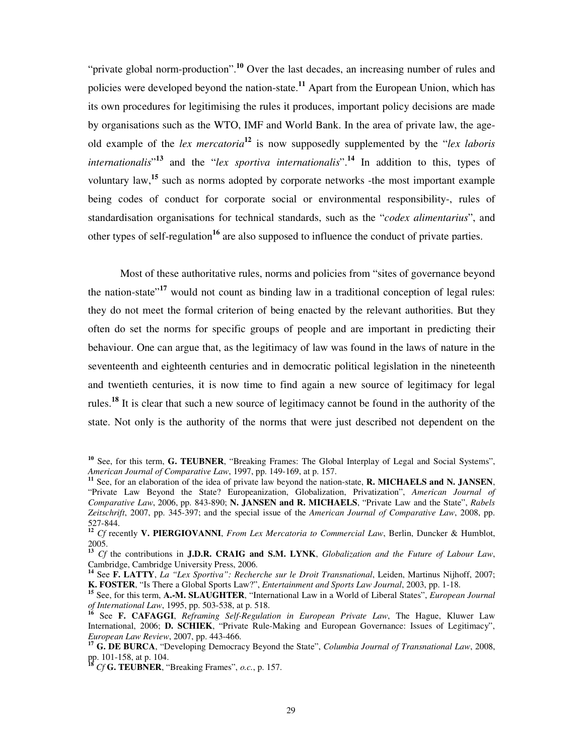"private global norm-production".[10] Over the last decades, an increasing number of rules and policies were developed beyond the nation-state.[11] Apart from the European Union, which has its own procedures for legitimising the rules it produces, important policy decisions are made by organisations such as the WTO, IMF and World Bank. In the area of private law, the age-old example of the *lex mercatoria*[12] is now supposedly supplemented by the "*lex laboris internationalis*"[13] and the "*lex sportiva internationalis*".[14] In addition to this, types of voluntary law,[15] such as norms adopted by corporate networks -the most important example being codes of conduct for corporate social or environmental responsibility-, rules of standardisation organisations for technical standards, such as the "*codex alimentarius*", and other types of self-regulation[16] are also supposed to influence the conduct of private parties.

Most of these authoritative rules, norms and policies from "sites of governance beyond the nation-state"[17] would not count as binding law in a traditional conception of legal rules: they do not meet the formal criterion of being enacted by the relevant authorities. But they often do set the norms for specific groups of people and are important in predicting their behaviour. One can argue that, as the legitimacy of law was found in the laws of nature in the seventeenth and eighteenth centuries and in democratic political legislation in the nineteenth and twentieth centuries, it is now time to find again a new source of legitimacy for legal rules.[18] It is clear that such a new source of legitimacy cannot be found in the authority of the state. Not only is the authority of the norms that were just described not dependent on the

[10] See, for this term, **G. TEUBNER**, "Breaking Frames: The Global Interplay of Legal and Social Systems", *American Journal of Comparative Law*, 1997, pp. 149-169, at p. 157.

[11] See, for an elaboration of the idea of private law beyond the nation-state, **R. MICHAELS and N. JANSEN**, "Private Law Beyond the State? Europeanization, Globalization, Privatization", *American Journal of Comparative Law*, 2006, pp. 843-890; **N. JANSEN and R. MICHAELS**, "Private Law and the State", *Rabels Zeitschrift*, 2007, pp. 345-397; and the special issue of the *American Journal of Comparative Law*, 2008, pp. 527-844.

[12] *Cf* recently **V. PIERGIOVANNI**, *From Lex Mercatoria to Commercial Law*, Berlin, Duncker & Humblot, 2005.

[13] *Cf* the contributions in **J.D.R. CRAIG and S.M. LYNK**, *Globalization and the Future of Labour Law*, Cambridge, Cambridge University Press, 2006.

[14] See **F. LATTY**, *La "Lex Sportiva": Recherche sur le Droit Transnational*, Leiden, Martinus Nijhoff, 2007; **K. FOSTER**, "Is There a Global Sports Law?", *Entertainment and Sports Law Journal*, 2003, pp. 1-18.

[15] See, for this term, **A.-M. SLAUGHTER**, "International Law in a World of Liberal States", *European Journal of International Law*, 1995, pp. 503-538, at p. 518.

[16] See **F. CAFAGGI**, *Reframing Self-Regulation in European Private Law*, The Hague, Kluwer Law International, 2006; **D. SCHIEK**, "Private Rule-Making and European Governance: Issues of Legitimacy", *European Law Review*, 2007, pp. 443-466.

[17] **G. DE BURCA**, "Developing Democracy Beyond the State", *Columbia Journal of Transnational Law*, 2008, pp. 101-158, at p. 104.

[18] *Cf* **G. TEUBNER**, "Breaking Frames", *o.c.*, p. 157.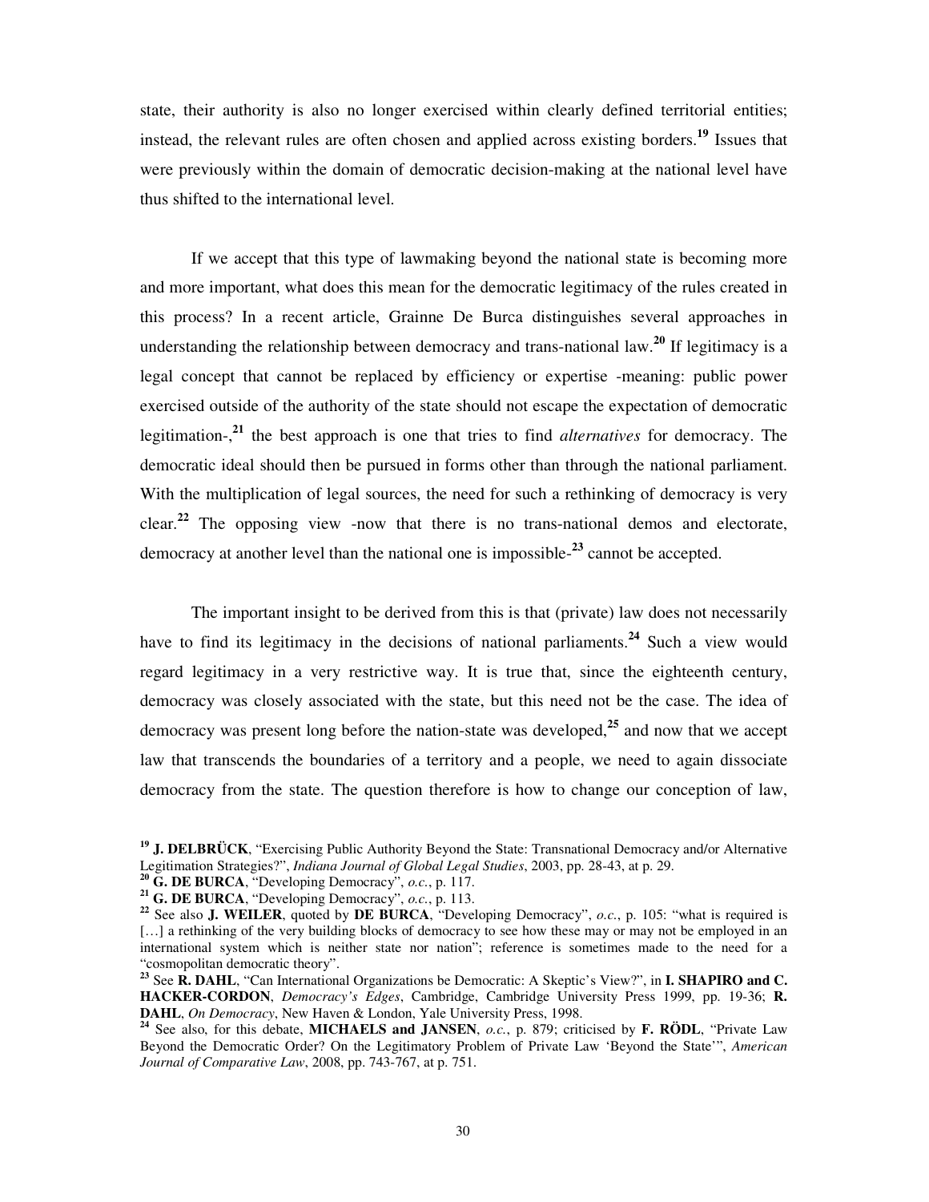state, their authority is also no longer exercised within clearly defined territorial entities; instead, the relevant rules are often chosen and applied across existing borders.[19] Issues that were previously within the domain of democratic decision-making at the national level have thus shifted to the international level.

If we accept that this type of lawmaking beyond the national state is becoming more and more important, what does this mean for the democratic legitimacy of the rules created in this process? In a recent article, Grainne De Burca distinguishes several approaches in understanding the relationship between democracy and trans-national law.[20] If legitimacy is a legal concept that cannot be replaced by efficiency or expertise -meaning: public power exercised outside of the authority of the state should not escape the expectation of democratic legitimation-,[21] the best approach is one that tries to find *alternatives* for democracy. The democratic ideal should then be pursued in forms other than through the national parliament. With the multiplication of legal sources, the need for such a rethinking of democracy is very clear.[22] The opposing view -now that there is no trans-national demos and electorate, democracy at another level than the national one is impossible-[23] cannot be accepted.

The important insight to be derived from this is that (private) law does not necessarily have to find its legitimacy in the decisions of national parliaments.[24] Such a view would regard legitimacy in a very restrictive way. It is true that, since the eighteenth century, democracy was closely associated with the state, but this need not be the case. The idea of democracy was present long before the nation-state was developed,[25] and now that we accept law that transcends the boundaries of a territory and a people, we need to again dissociate democracy from the state. The question therefore is how to change our conception of law,

---

[19] **J. DELBRÜCK**, "Exercising Public Authority Beyond the State: Transnational Democracy and/or Alternative Legitimation Strategies?", *Indiana Journal of Global Legal Studies*, 2003, pp. 28-43, at p. 29.

[20] **G. DE BURCA**, "Developing Democracy", *o.c.*, p. 117.

[21] **G. DE BURCA**, "Developing Democracy", *o.c.*, p. 113.

[22] See also **J. WEILER**, quoted by **DE BURCA**, "Developing Democracy", *o.c.*, p. 105: "what is required is […] a rethinking of the very building blocks of democracy to see how these may or may not be employed in an international system which is neither state nor nation"; reference is sometimes made to the need for a "cosmopolitan democratic theory".

[23] See **R. DAHL**, "Can International Organizations be Democratic: A Skeptic's View?", in **I. SHAPIRO and C. HACKER-CORDON**, *Democracy's Edges*, Cambridge, Cambridge University Press 1999, pp. 19-36; **R. DAHL**, *On Democracy*, New Haven & London, Yale University Press, 1998.

[24] See also, for this debate, **MICHAELS and JANSEN**, *o.c.*, p. 879; criticised by **F. RÖDL**, "Private Law Beyond the Democratic Order? On the Legitimatory Problem of Private Law 'Beyond the State'", *American Journal of Comparative Law*, 2008, pp. 743-767, at p. 751.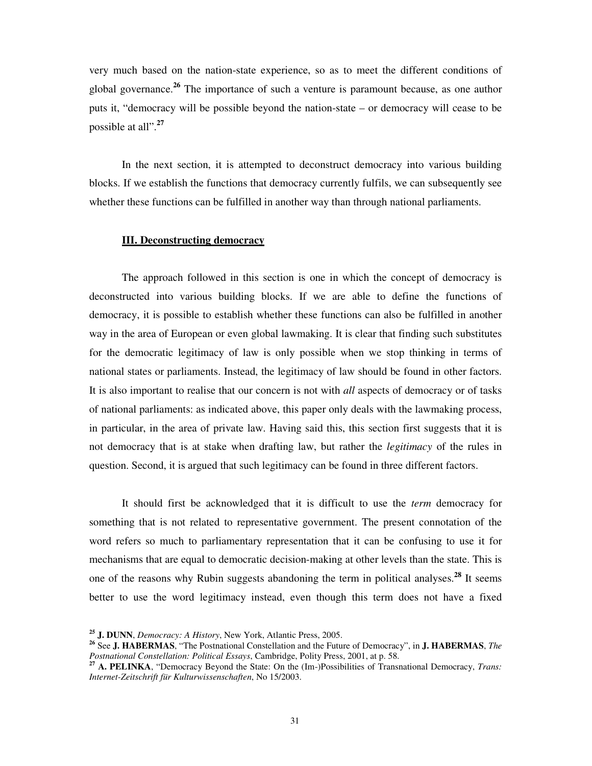very much based on the nation-state experience, so as to meet the different conditions of global governance.[26] The importance of such a venture is paramount because, as one author puts it, "democracy will be possible beyond the nation-state – or democracy will cease to be possible at all".[27]

In the next section, it is attempted to deconstruct democracy into various building blocks. If we establish the functions that democracy currently fulfils, we can subsequently see whether these functions can be fulfilled in another way than through national parliaments.

## III. Deconstructing democracy

The approach followed in this section is one in which the concept of democracy is deconstructed into various building blocks. If we are able to define the functions of democracy, it is possible to establish whether these functions can also be fulfilled in another way in the area of European or even global lawmaking. It is clear that finding such substitutes for the democratic legitimacy of law is only possible when we stop thinking in terms of national states or parliaments. Instead, the legitimacy of law should be found in other factors. It is also important to realise that our concern is not with *all* aspects of democracy or of tasks of national parliaments: as indicated above, this paper only deals with the lawmaking process, in particular, in the area of private law. Having said this, this section first suggests that it is not democracy that is at stake when drafting law, but rather the *legitimacy* of the rules in question. Second, it is argued that such legitimacy can be found in three different factors.

It should first be acknowledged that it is difficult to use the *term* democracy for something that is not related to representative government. The present connotation of the word refers so much to parliamentary representation that it can be confusing to use it for mechanisms that are equal to democratic decision-making at other levels than the state. This is one of the reasons why Rubin suggests abandoning the term in political analyses.[28] It seems better to use the word legitimacy instead, even though this term does not have a fixed

---

[25] **J. DUNN**, *Democracy: A History*, New York, Atlantic Press, 2005.

[26] See **J. HABERMAS**, "The Postnational Constellation and the Future of Democracy", in **J. HABERMAS**, *The Postnational Constellation: Political Essays*, Cambridge, Polity Press, 2001, at p. 58.

[27] **A. PELINKA**, "Democracy Beyond the State: On the (Im-)Possibilities of Transnational Democracy, *Trans: Internet-Zeitschrift für Kulturwissenschaften*, No 15/2003.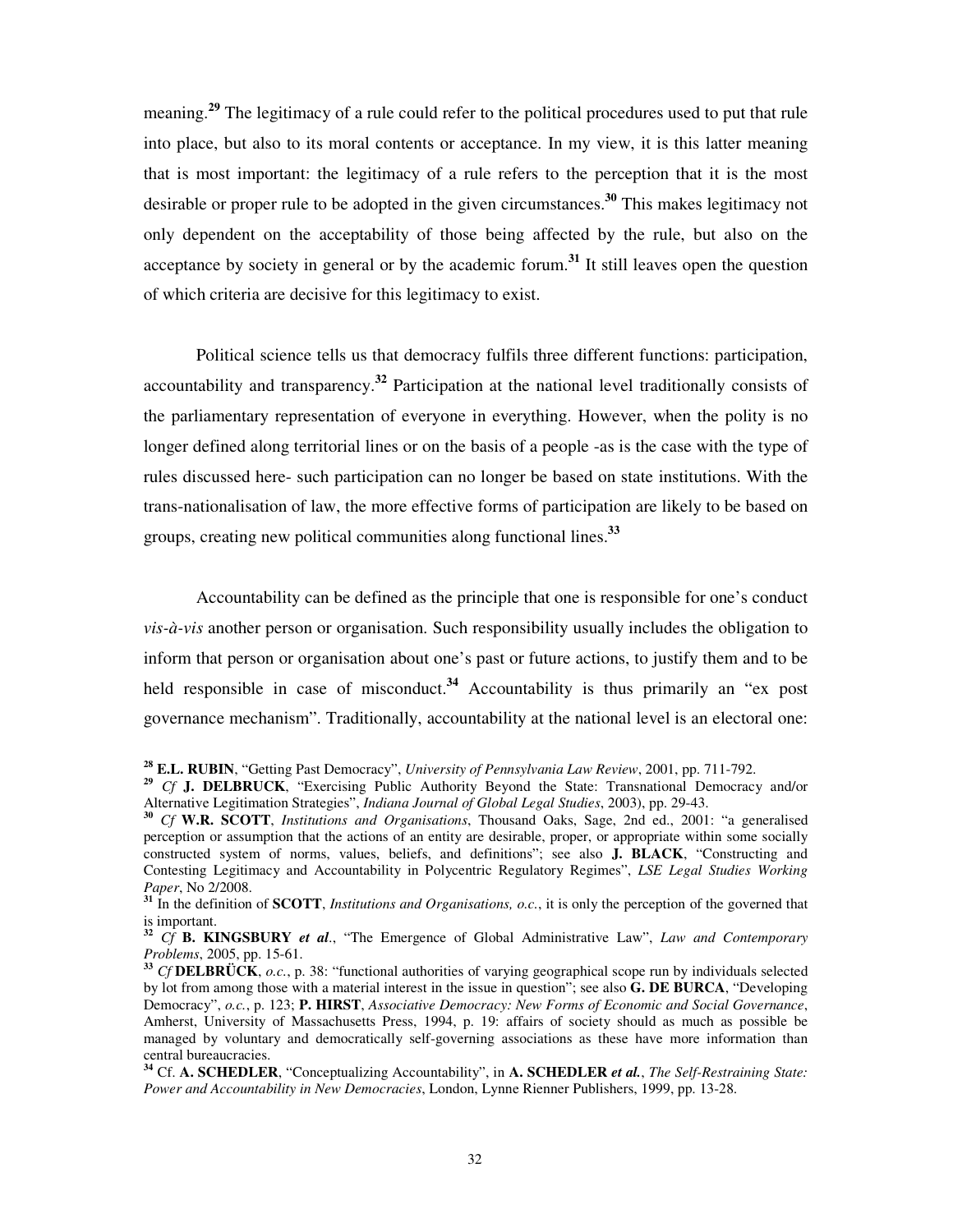meaning.[29] The legitimacy of a rule could refer to the political procedures used to put that rule into place, but also to its moral contents or acceptance. In my view, it is this latter meaning that is most important: the legitimacy of a rule refers to the perception that it is the most desirable or proper rule to be adopted in the given circumstances.[30] This makes legitimacy not only dependent on the acceptability of those being affected by the rule, but also on the acceptance by society in general or by the academic forum.[31] It still leaves open the question of which criteria are decisive for this legitimacy to exist.

Political science tells us that democracy fulfils three different functions: participation, accountability and transparency.[32] Participation at the national level traditionally consists of the parliamentary representation of everyone in everything. However, when the polity is no longer defined along territorial lines or on the basis of a people -as is the case with the type of rules discussed here- such participation can no longer be based on state institutions. With the trans-nationalisation of law, the more effective forms of participation are likely to be based on groups, creating new political communities along functional lines.[33]

Accountability can be defined as the principle that one is responsible for one's conduct *vis-à-vis* another person or organisation. Such responsibility usually includes the obligation to inform that person or organisation about one's past or future actions, to justify them and to be held responsible in case of misconduct.[34] Accountability is thus primarily an "ex post governance mechanism". Traditionally, accountability at the national level is an electoral one:

---

[28] **E.L. RUBIN**, "Getting Past Democracy", *University of Pennsylvania Law Review*, 2001, pp. 711-792.

[29] *Cf* **J. DELBRUCK**, "Exercising Public Authority Beyond the State: Transnational Democracy and/or Alternative Legitimation Strategies", *Indiana Journal of Global Legal Studies*, 2003), pp. 29-43.

[30] *Cf* **W.R. SCOTT**, *Institutions and Organisations*, Thousand Oaks, Sage, 2nd ed., 2001: "a generalised perception or assumption that the actions of an entity are desirable, proper, or appropriate within some socially constructed system of norms, values, beliefs, and definitions"; see also **J. BLACK**, "Constructing and Contesting Legitimacy and Accountability in Polycentric Regulatory Regimes", *LSE Legal Studies Working Paper*, No 2/2008.

[31] In the definition of **SCOTT**, *Institutions and Organisations, o.c.*, it is only the perception of the governed that is important.

[32] *Cf* **B. KINGSBURY** ***et al.***, "The Emergence of Global Administrative Law", *Law and Contemporary Problems*, 2005, pp. 15-61.

[33] *Cf* **DELBRÜCK**, *o.c.*, p. 38: "functional authorities of varying geographical scope run by individuals selected by lot from among those with a material interest in the issue in question"; see also **G. DE BURCA**, "Developing Democracy", *o.c.*, p. 123; **P. HIRST**, *Associative Democracy: New Forms of Economic and Social Governance*, Amherst, University of Massachusetts Press, 1994, p. 19: affairs of society should as much as possible be managed by voluntary and democratically self-governing associations as these have more information than central bureaucracies.

[34] Cf. **A. SCHEDLER**, "Conceptualizing Accountability", in **A. SCHEDLER** ***et al.***, *The Self-Restraining State: Power and Accountability in New Democracies*, London, Lynne Rienner Publishers, 1999, pp. 13-28.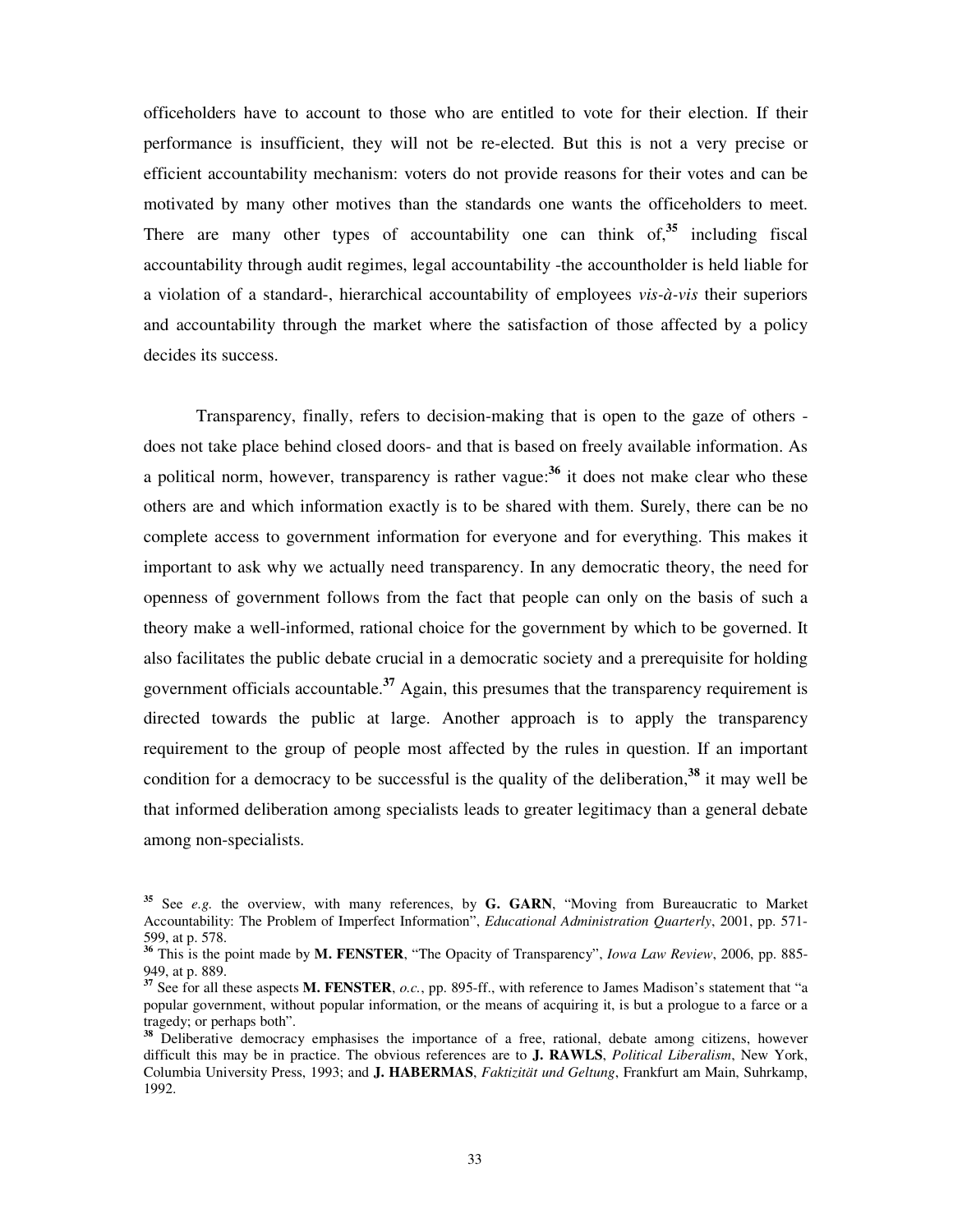officeholders have to account to those who are entitled to vote for their election. If their performance is insufficient, they will not be re-elected. But this is not a very precise or efficient accountability mechanism: voters do not provide reasons for their votes and can be motivated by many other motives than the standards one wants the officeholders to meet. There are many other types of accountability one can think of,[35] including fiscal accountability through audit regimes, legal accountability -the accountholder is held liable for a violation of a standard-, hierarchical accountability of employees *vis-à-vis* their superiors and accountability through the market where the satisfaction of those affected by a policy decides its success.

Transparency, finally, refers to decision-making that is open to the gaze of others -does not take place behind closed doors- and that is based on freely available information. As a political norm, however, transparency is rather vague:[36] it does not make clear who these others are and which information exactly is to be shared with them. Surely, there can be no complete access to government information for everyone and for everything. This makes it important to ask why we actually need transparency. In any democratic theory, the need for openness of government follows from the fact that people can only on the basis of such a theory make a well-informed, rational choice for the government by which to be governed. It also facilitates the public debate crucial in a democratic society and a prerequisite for holding government officials accountable.[37] Again, this presumes that the transparency requirement is directed towards the public at large. Another approach is to apply the transparency requirement to the group of people most affected by the rules in question. If an important condition for a democracy to be successful is the quality of the deliberation,[38] it may well be that informed deliberation among specialists leads to greater legitimacy than a general debate among non-specialists.

---

[35] See *e.g.* the overview, with many references, by **G. GARN**, "Moving from Bureaucratic to Market Accountability: The Problem of Imperfect Information", *Educational Administration Quarterly*, 2001, pp. 571-599, at p. 578.

[36] This is the point made by **M. FENSTER**, "The Opacity of Transparency", *Iowa Law Review*, 2006, pp. 885-949, at p. 889.

[37] See for all these aspects **M. FENSTER**, *o.c.*, pp. 895-ff., with reference to James Madison's statement that "a popular government, without popular information, or the means of acquiring it, is but a prologue to a farce or a tragedy; or perhaps both".

[38] Deliberative democracy emphasises the importance of a free, rational, debate among citizens, however difficult this may be in practice. The obvious references are to **J. RAWLS**, *Political Liberalism*, New York, Columbia University Press, 1993; and **J. HABERMAS**, *Faktizität und Geltung*, Frankfurt am Main, Suhrkamp, 1992.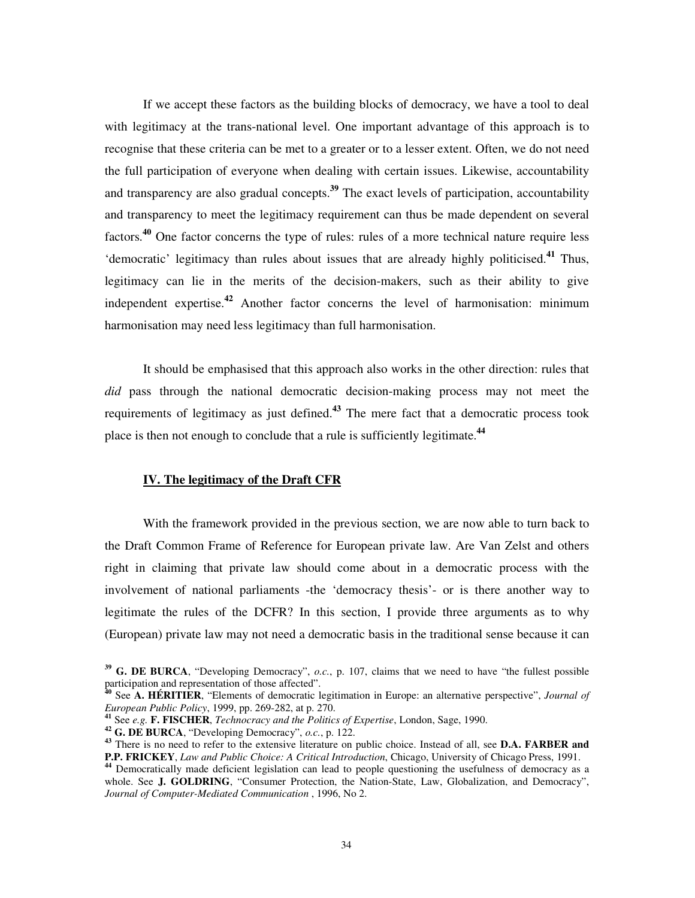If we accept these factors as the building blocks of democracy, we have a tool to deal with legitimacy at the trans-national level. One important advantage of this approach is to recognise that these criteria can be met to a greater or to a lesser extent. Often, we do not need the full participation of everyone when dealing with certain issues. Likewise, accountability and transparency are also gradual concepts.[39] The exact levels of participation, accountability and transparency to meet the legitimacy requirement can thus be made dependent on several factors.[40] One factor concerns the type of rules: rules of a more technical nature require less 'democratic' legitimacy than rules about issues that are already highly politicised.[41] Thus, legitimacy can lie in the merits of the decision-makers, such as their ability to give independent expertise.[42] Another factor concerns the level of harmonisation: minimum harmonisation may need less legitimacy than full harmonisation.

It should be emphasised that this approach also works in the other direction: rules that *did* pass through the national democratic decision-making process may not meet the requirements of legitimacy as just defined.[43] The mere fact that a democratic process took place is then not enough to conclude that a rule is sufficiently legitimate.[44]

## IV. The legitimacy of the Draft CFR

With the framework provided in the previous section, we are now able to turn back to the Draft Common Frame of Reference for European private law. Are Van Zelst and others right in claiming that private law should come about in a democratic process with the involvement of national parliaments -the 'democracy thesis'- or is there another way to legitimate the rules of the DCFR? In this section, I provide three arguments as to why (European) private law may not need a democratic basis in the traditional sense because it can

---

[39] **G. DE BURCA**, "Developing Democracy", *o.c.*, p. 107, claims that we need to have "the fullest possible participation and representation of those affected".

[40] See **A. HÉRITIER**, "Elements of democratic legitimation in Europe: an alternative perspective", *Journal of European Public Policy*, 1999, pp. 269-282, at p. 270.

[41] See *e.g.* **F. FISCHER**, *Technocracy and the Politics of Expertise*, London, Sage, 1990.

[42] **G. DE BURCA**, "Developing Democracy", *o.c.*, p. 122.

[43] There is no need to refer to the extensive literature on public choice. Instead of all, see **D.A. FARBER and P.P. FRICKEY**, *Law and Public Choice: A Critical Introduction*, Chicago, University of Chicago Press, 1991.

[44] Democratically made deficient legislation can lead to people questioning the usefulness of democracy as a whole. See **J. GOLDRING**, "Consumer Protection, the Nation-State, Law, Globalization, and Democracy", *Journal of Computer-Mediated Communication* , 1996, No 2.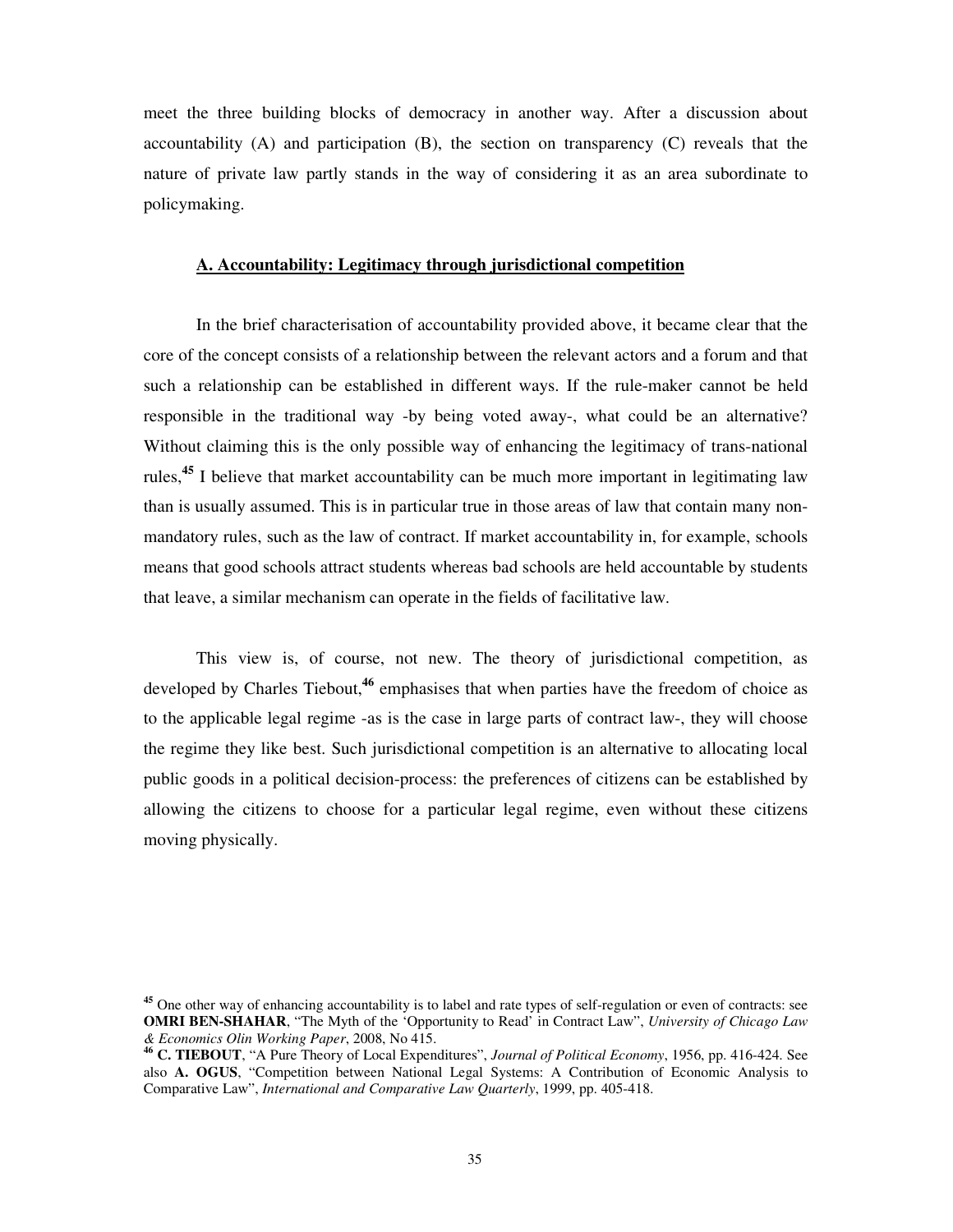meet the three building blocks of democracy in another way. After a discussion about accountability (A) and participation (B), the section on transparency (C) reveals that the nature of private law partly stands in the way of considering it as an area subordinate to policymaking.

### A. Accountability: Legitimacy through jurisdictional competition

In the brief characterisation of accountability provided above, it became clear that the core of the concept consists of a relationship between the relevant actors and a forum and that such a relationship can be established in different ways. If the rule-maker cannot be held responsible in the traditional way -by being voted away-, what could be an alternative? Without claiming this is the only possible way of enhancing the legitimacy of trans-national rules,[45] I believe that market accountability can be much more important in legitimating law than is usually assumed. This is in particular true in those areas of law that contain many non-mandatory rules, such as the law of contract. If market accountability in, for example, schools means that good schools attract students whereas bad schools are held accountable by students that leave, a similar mechanism can operate in the fields of facilitative law.

This view is, of course, not new. The theory of jurisdictional competition, as developed by Charles Tiebout,[46] emphasises that when parties have the freedom of choice as to the applicable legal regime -as is the case in large parts of contract law-, they will choose the regime they like best. Such jurisdictional competition is an alternative to allocating local public goods in a political decision-process: the preferences of citizens can be established by allowing the citizens to choose for a particular legal regime, even without these citizens moving physically.

---

[45] One other way of enhancing accountability is to label and rate types of self-regulation or even of contracts: see **OMRI BEN-SHAHAR**, "The Myth of the 'Opportunity to Read' in Contract Law", *University of Chicago Law & Economics Olin Working Paper*, 2008, No 415.

[46] **C. TIEBOUT**, "A Pure Theory of Local Expenditures", *Journal of Political Economy*, 1956, pp. 416-424. See also **A. OGUS**, "Competition between National Legal Systems: A Contribution of Economic Analysis to Comparative Law", *International and Comparative Law Quarterly*, 1999, pp. 405-418.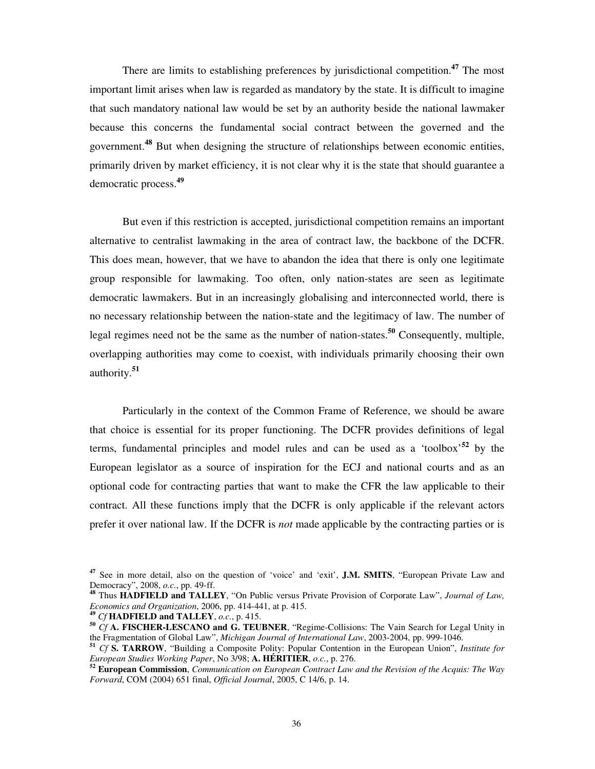There are limits to establishing preferences by jurisdictional competition.[47] The most important limit arises when law is regarded as mandatory by the state. It is difficult to imagine that such mandatory national law would be set by an authority beside the national lawmaker because this concerns the fundamental social contract between the governed and the government.[48] But when designing the structure of relationships between economic entities, primarily driven by market efficiency, it is not clear why it is the state that should guarantee a democratic process.[49]

But even if this restriction is accepted, jurisdictional competition remains an important alternative to centralist lawmaking in the area of contract law, the backbone of the DCFR. This does mean, however, that we have to abandon the idea that there is only one legitimate group responsible for lawmaking. Too often, only nation-states are seen as legitimate democratic lawmakers. But in an increasingly globalising and interconnected world, there is no necessary relationship between the nation-state and the legitimacy of law. The number of legal regimes need not be the same as the number of nation-states.[50] Consequently, multiple, overlapping authorities may come to coexist, with individuals primarily choosing their own authority.[51]

Particularly in the context of the Common Frame of Reference, we should be aware that choice is essential for its proper functioning. The DCFR provides definitions of legal terms, fundamental principles and model rules and can be used as a 'toolbox'[52] by the European legislator as a source of inspiration for the ECJ and national courts and as an optional code for contracting parties that want to make the CFR the law applicable to their contract. All these functions imply that the DCFR is only applicable if the relevant actors prefer it over national law. If the DCFR is *not* made applicable by the contracting parties or is

---

[47] See in more detail, also on the question of 'voice' and 'exit', **J.M. SMITS**, "European Private Law and Democracy", 2008, *o.c.*, pp. 49-ff.

[48] Thus **HADFIELD and TALLEY**, "On Public versus Private Provision of Corporate Law", *Journal of Law, Economics and Organization*, 2006, pp. 414-441, at p. 415.

[49] *Cf* **HADFIELD and TALLEY**, *o.c.*, p. 415.

[50] *Cf* **A. FISCHER-LESCANO and G. TEUBNER**, "Regime-Collisions: The Vain Search for Legal Unity in the Fragmentation of Global Law", *Michigan Journal of International Law*, 2003-2004, pp. 999-1046.

[51] *Cf* **S. TARROW**, "Building a Composite Polity: Popular Contention in the European Union", *Institute for European Studies Working Paper*, No 3/98; **A. HÉRITIER**, *o.c.*, p. 276.

[52] **European Commission**, *Communication on European Contract Law and the Revision of the Acquis: The Way Forward*, COM (2004) 651 final, *Official Journal*, 2005, C 14/6, p. 14.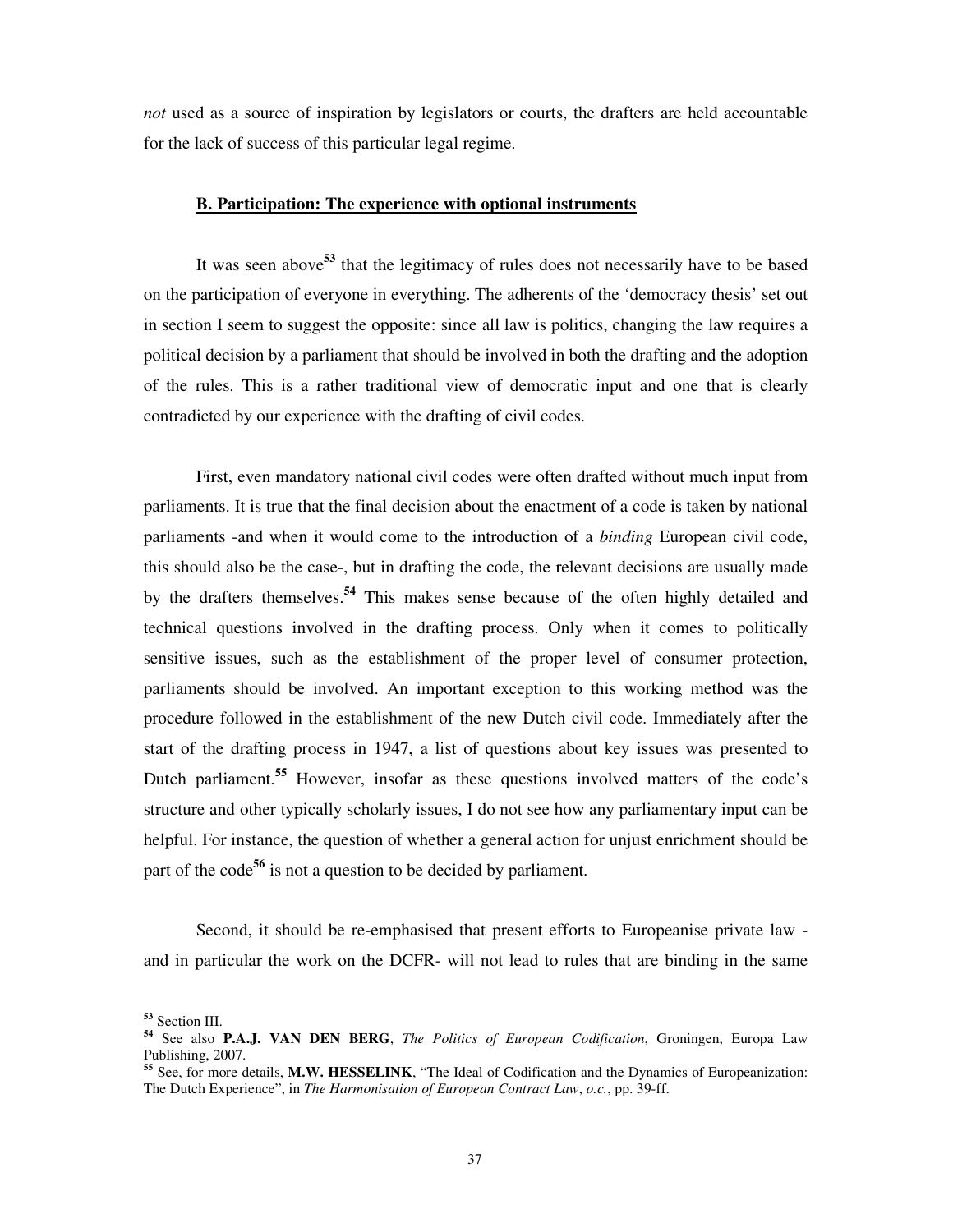*not* used as a source of inspiration by legislators or courts, the drafters are held accountable for the lack of success of this particular legal regime.

### B. Participation: The experience with optional instruments

It was seen above[53] that the legitimacy of rules does not necessarily have to be based on the participation of everyone in everything. The adherents of the 'democracy thesis' set out in section I seem to suggest the opposite: since all law is politics, changing the law requires a political decision by a parliament that should be involved in both the drafting and the adoption of the rules. This is a rather traditional view of democratic input and one that is clearly contradicted by our experience with the drafting of civil codes.

First, even mandatory national civil codes were often drafted without much input from parliaments. It is true that the final decision about the enactment of a code is taken by national parliaments -and when it would come to the introduction of a *binding* European civil code, this should also be the case-, but in drafting the code, the relevant decisions are usually made by the drafters themselves.[54] This makes sense because of the often highly detailed and technical questions involved in the drafting process. Only when it comes to politically sensitive issues, such as the establishment of the proper level of consumer protection, parliaments should be involved. An important exception to this working method was the procedure followed in the establishment of the new Dutch civil code. Immediately after the start of the drafting process in 1947, a list of questions about key issues was presented to Dutch parliament.[55] However, insofar as these questions involved matters of the code's structure and other typically scholarly issues, I do not see how any parliamentary input can be helpful. For instance, the question of whether a general action for unjust enrichment should be part of the code[56] is not a question to be decided by parliament.

Second, it should be re-emphasised that present efforts to Europeanise private law -and in particular the work on the DCFR- will not lead to rules that are binding in the same

---

[53] Section III.

[54] See also **P.A.J. VAN DEN BERG**, *The Politics of European Codification*, Groningen, Europa Law Publishing, 2007.

[55] See, for more details, **M.W. HESSELINK**, "The Ideal of Codification and the Dynamics of Europeanization: The Dutch Experience", in *The Harmonisation of European Contract Law*, *o.c.*, pp. 39-ff.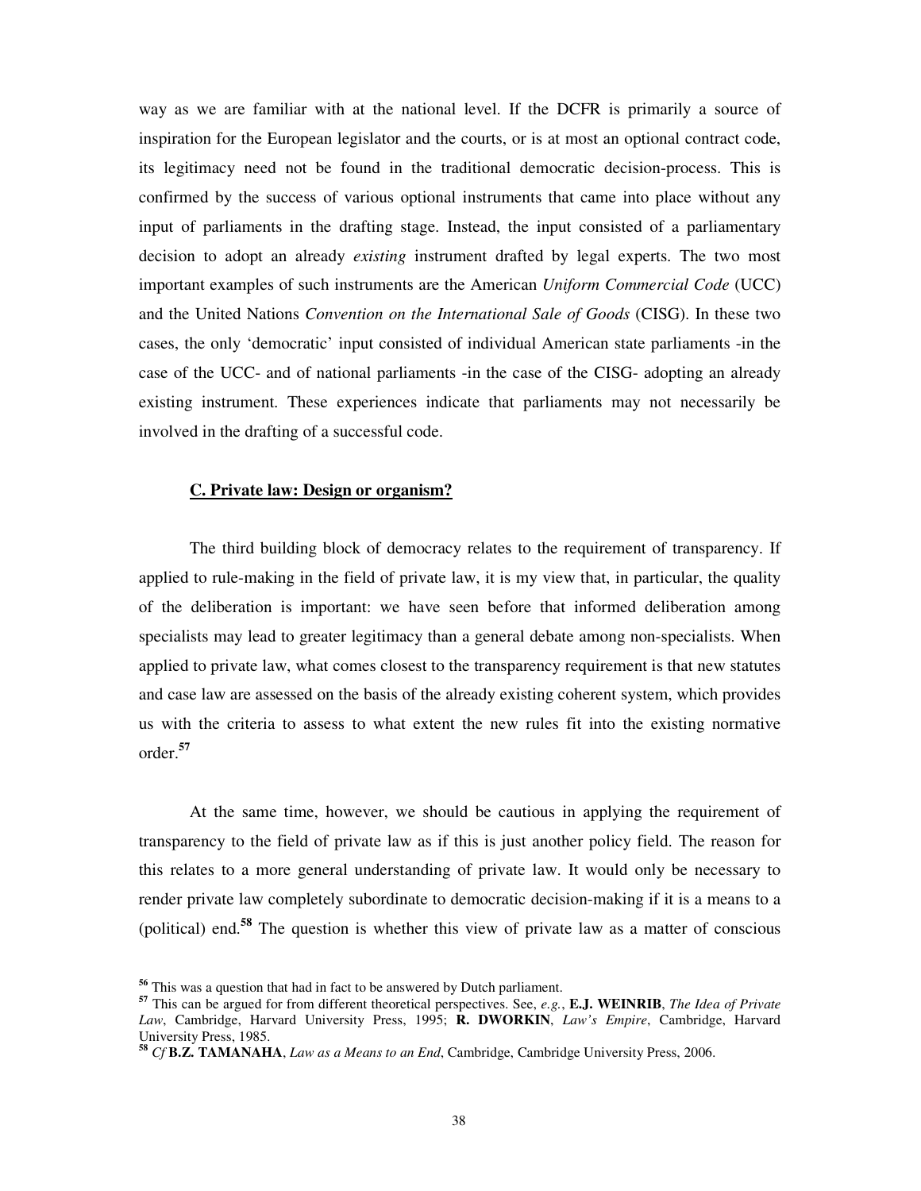way as we are familiar with at the national level. If the DCFR is primarily a source of inspiration for the European legislator and the courts, or is at most an optional contract code, its legitimacy need not be found in the traditional democratic decision-process. This is confirmed by the success of various optional instruments that came into place without any input of parliaments in the drafting stage. Instead, the input consisted of a parliamentary decision to adopt an already *existing* instrument drafted by legal experts. The two most important examples of such instruments are the American *Uniform Commercial Code* (UCC) and the United Nations *Convention on the International Sale of Goods* (CISG). In these two cases, the only 'democratic' input consisted of individual American state parliaments -in the case of the UCC- and of national parliaments -in the case of the CISG- adopting an already existing instrument. These experiences indicate that parliaments may not necessarily be involved in the drafting of a successful code.

### C. Private law: Design or organism?

The third building block of democracy relates to the requirement of transparency. If applied to rule-making in the field of private law, it is my view that, in particular, the quality of the deliberation is important: we have seen before that informed deliberation among specialists may lead to greater legitimacy than a general debate among non-specialists. When applied to private law, what comes closest to the transparency requirement is that new statutes and case law are assessed on the basis of the already existing coherent system, which provides us with the criteria to assess to what extent the new rules fit into the existing normative order.[57]

At the same time, however, we should be cautious in applying the requirement of transparency to the field of private law as if this is just another policy field. The reason for this relates to a more general understanding of private law. It would only be necessary to render private law completely subordinate to democratic decision-making if it is a means to a (political) end.[58] The question is whether this view of private law as a matter of conscious

---

[56] This was a question that had in fact to be answered by Dutch parliament.

[57] This can be argued for from different theoretical perspectives. See, *e.g.*, **E.J. WEINRIB**, *The Idea of Private Law*, Cambridge, Harvard University Press, 1995; **R. DWORKIN**, *Law's Empire*, Cambridge, Harvard University Press, 1985.

[58] *Cf* **B.Z. TAMANAHA**, *Law as a Means to an End*, Cambridge, Cambridge University Press, 2006.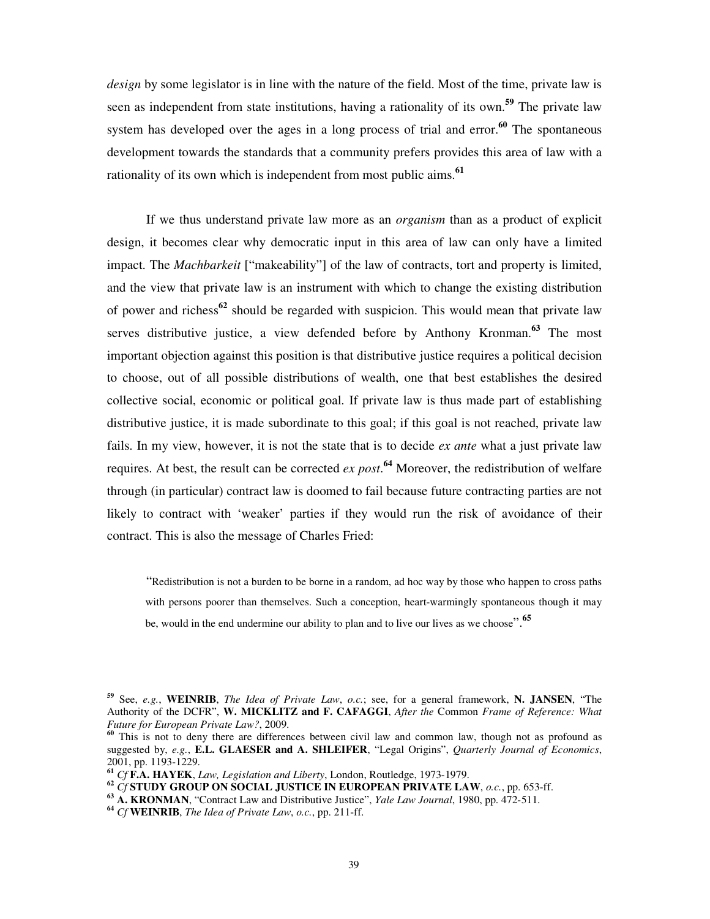*design* by some legislator is in line with the nature of the field. Most of the time, private law is seen as independent from state institutions, having a rationality of its own.[59] The private law system has developed over the ages in a long process of trial and error.[60] The spontaneous development towards the standards that a community prefers provides this area of law with a rationality of its own which is independent from most public aims.[61]

If we thus understand private law more as an *organism* than as a product of explicit design, it becomes clear why democratic input in this area of law can only have a limited impact. The *Machbarkeit* ["makeability"] of the law of contracts, tort and property is limited, and the view that private law is an instrument with which to change the existing distribution of power and richess[62] should be regarded with suspicion. This would mean that private law serves distributive justice, a view defended before by Anthony Kronman.[63] The most important objection against this position is that distributive justice requires a political decision to choose, out of all possible distributions of wealth, one that best establishes the desired collective social, economic or political goal. If private law is thus made part of establishing distributive justice, it is made subordinate to this goal; if this goal is not reached, private law fails. In my view, however, it is not the state that is to decide *ex ante* what a just private law requires. At best, the result can be corrected *ex post*.[64] Moreover, the redistribution of welfare through (in particular) contract law is doomed to fail because future contracting parties are not likely to contract with 'weaker' parties if they would run the risk of avoidance of their contract. This is also the message of Charles Fried:

> "Redistribution is not a burden to be borne in a random, ad hoc way by those who happen to cross paths with persons poorer than themselves. Such a conception, heart-warmingly spontaneous though it may be, would in the end undermine our ability to plan and to live our lives as we choose".[65]

---

[59] See, *e.g.*, **WEINRIB**, *The Idea of Private Law*, *o.c.*; see, for a general framework, **N. JANSEN**, "The Authority of the DCFR", **W. MICKLITZ and F. CAFAGGI**, *After the* Common *Frame of Reference: What Future for European Private Law?*, 2009.

[60] This is not to deny there are differences between civil law and common law, though not as profound as suggested by, *e.g.*, **E.L. GLAESER and A. SHLEIFER**, "Legal Origins", *Quarterly Journal of Economics*, 2001, pp. 1193-1229.

[61] *Cf* **F.A. HAYEK**, *Law, Legislation and Liberty*, London, Routledge, 1973-1979.

[62] *Cf* **STUDY GROUP ON SOCIAL JUSTICE IN EUROPEAN PRIVATE LAW**, *o.c.*, pp. 653-ff.

[63] **A. KRONMAN**, "Contract Law and Distributive Justice", *Yale Law Journal*, 1980, pp. 472-511.

[64] *Cf* **WEINRIB**, *The Idea of Private Law*, *o.c.*, pp. 211-ff.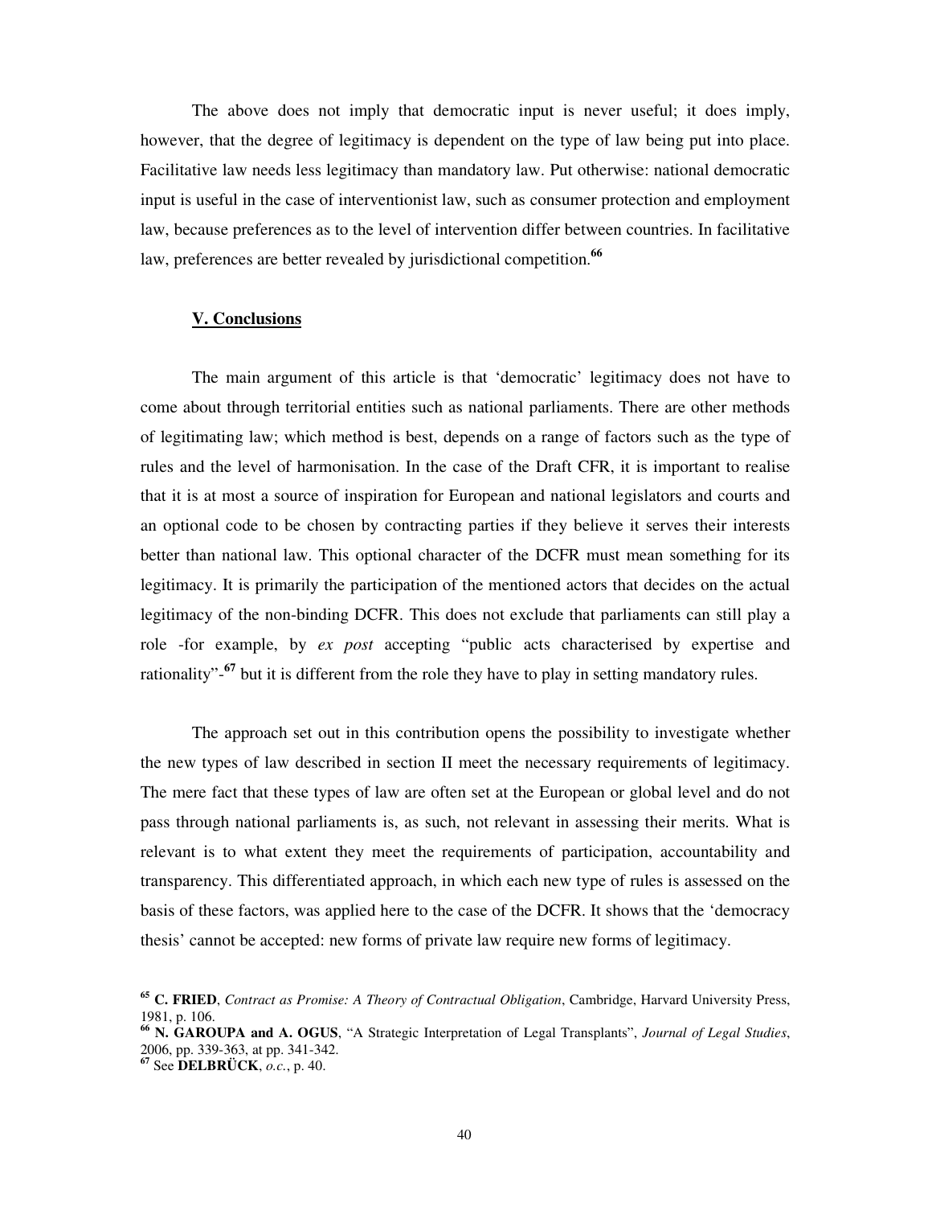The above does not imply that democratic input is never useful; it does imply, however, that the degree of legitimacy is dependent on the type of law being put into place. Facilitative law needs less legitimacy than mandatory law. Put otherwise: national democratic input is useful in the case of interventionist law, such as consumer protection and employment law, because preferences as to the level of intervention differ between countries. In facilitative law, preferences are better revealed by jurisdictional competition.[66]

## V. Conclusions

The main argument of this article is that 'democratic' legitimacy does not have to come about through territorial entities such as national parliaments. There are other methods of legitimating law; which method is best, depends on a range of factors such as the type of rules and the level of harmonisation. In the case of the Draft CFR, it is important to realise that it is at most a source of inspiration for European and national legislators and courts and an optional code to be chosen by contracting parties if they believe it serves their interests better than national law. This optional character of the DCFR must mean something for its legitimacy. It is primarily the participation of the mentioned actors that decides on the actual legitimacy of the non-binding DCFR. This does not exclude that parliaments can still play a role -for example, by *ex post* accepting "public acts characterised by expertise and rationality"-[67] but it is different from the role they have to play in setting mandatory rules.

The approach set out in this contribution opens the possibility to investigate whether the new types of law described in section II meet the necessary requirements of legitimacy. The mere fact that these types of law are often set at the European or global level and do not pass through national parliaments is, as such, not relevant in assessing their merits. What is relevant is to what extent they meet the requirements of participation, accountability and transparency. This differentiated approach, in which each new type of rules is assessed on the basis of these factors, was applied here to the case of the DCFR. It shows that the 'democracy thesis' cannot be accepted: new forms of private law require new forms of legitimacy.

[65] **C. FRIED**, *Contract as Promise: A Theory of Contractual Obligation*, Cambridge, Harvard University Press, 1981, p. 106.

[66] **N. GAROUPA and A. OGUS**, "A Strategic Interpretation of Legal Transplants", *Journal of Legal Studies*, 2006, pp. 339-363, at pp. 341-342.

[67] See **DELBRÜCK**, *o.c.*, p. 40.